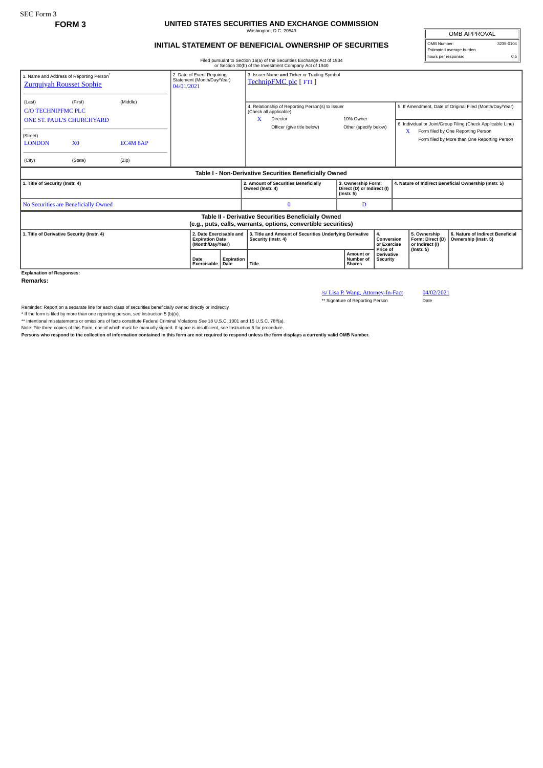SEC Form 3

**FORM 3**

# UNITED STATES SECURITIES AND EXCHANGE COMMISSION

Washington, D.C. 20549

## INITIAL STATEMENT OF BENEFICIAL OWNERSHIP OF SECURITIES

| OMB APPROVAL | |
|---|---|
| OMB Number: | 3235-0104 |
| Estimated average burden | |
| hours per response: | 0.5 |

Filed pursuant to Section 16(a) of the Securities Exchange Act of 1934 or Section 30(h) of the Investment Company Act of 1940

| 1. Name and Address of Reporting Person* | 2. Date of Event Requiring Statement (Month/Day/Year) | 3. Issuer Name and Ticker or Trading Symbol |
|---|---|---|
| Zurquiyah Rousset Sophie | 04/01/2021 | TechnipFMC plc [ FTI ] |
| (Last) (First) (Middle) | | |
| C/O TECHNIPFMC PLC | | |
| ONE ST. PAUL'S CHURCHYARD | | |
| (Street) | | |
| LONDON X0 EC4M 8AP | | |
| (City) (State) (Zip) | | |

4. Relationship of Reporting Person(s) to Issuer (Check all applicable)

| | | | |
|---|---|---|---|
| X | Director | | 10% Owner |
| | Officer (give title below) | | Other (specify below) |

5. If Amendment, Date of Original Filed (Month/Day/Year)

6. Individual or Joint/Group Filing (Check Applicable Line)

| | |
|---|---|
| X | Form filed by One Reporting Person |
| | Form filed by More than One Reporting Person |

**Table I - Non-Derivative Securities Beneficially Owned**

| 1. Title of Security (Instr. 4) | 2. Amount of Securities Beneficially Owned (Instr. 4) | 3. Ownership Form: Direct (D) or Indirect (I) (Instr. 5) | 4. Nature of Indirect Beneficial Ownership (Instr. 5) |
|---|---|---|---|
| No Securities are Beneficially Owned | 0 | D | |

**Table II - Derivative Securities Beneficially Owned (e.g., puts, calls, warrants, options, convertible securities)**

| 1. Title of Derivative Security (Instr. 4) | 2. Date Exercisable and Expiration Date (Month/Day/Year) | | 3. Title and Amount of Securities Underlying Derivative Security (Instr. 4) | | 4. Conversion or Exercise Price of Derivative Security | 5. Ownership Form: Direct (D) or Indirect (I) (Instr. 5) | 6. Nature of Indirect Beneficial Ownership (Instr. 5) |
|---|---|---|---|---|---|---|---|
| | Date Exercisable | Expiration Date | Title | Amount or Number of Shares | | | |

**Explanation of Responses:**

**Remarks:**

| | |
|---|---|
| /s/ Lisa P. Wang, Attorney-In-Fact | 04/02/2021 |
| ** Signature of Reporting Person | Date |

Reminder: Report on a separate line for each class of securities beneficially owned directly or indirectly.

* If the form is filed by more than one reporting person, *see* Instruction 5 (b)(v).

** Intentional misstatements or omissions of facts constitute Federal Criminal Violations *See* 18 U.S.C. 1001 and 15 U.S.C. 78ff(a).

Note: File three copies of this Form, one of which must be manually signed. If space is insufficient, *see* Instruction 6 for procedure.

**Persons who respond to the collection of information contained in this form are not required to respond unless the form displays a currently valid OMB Number.**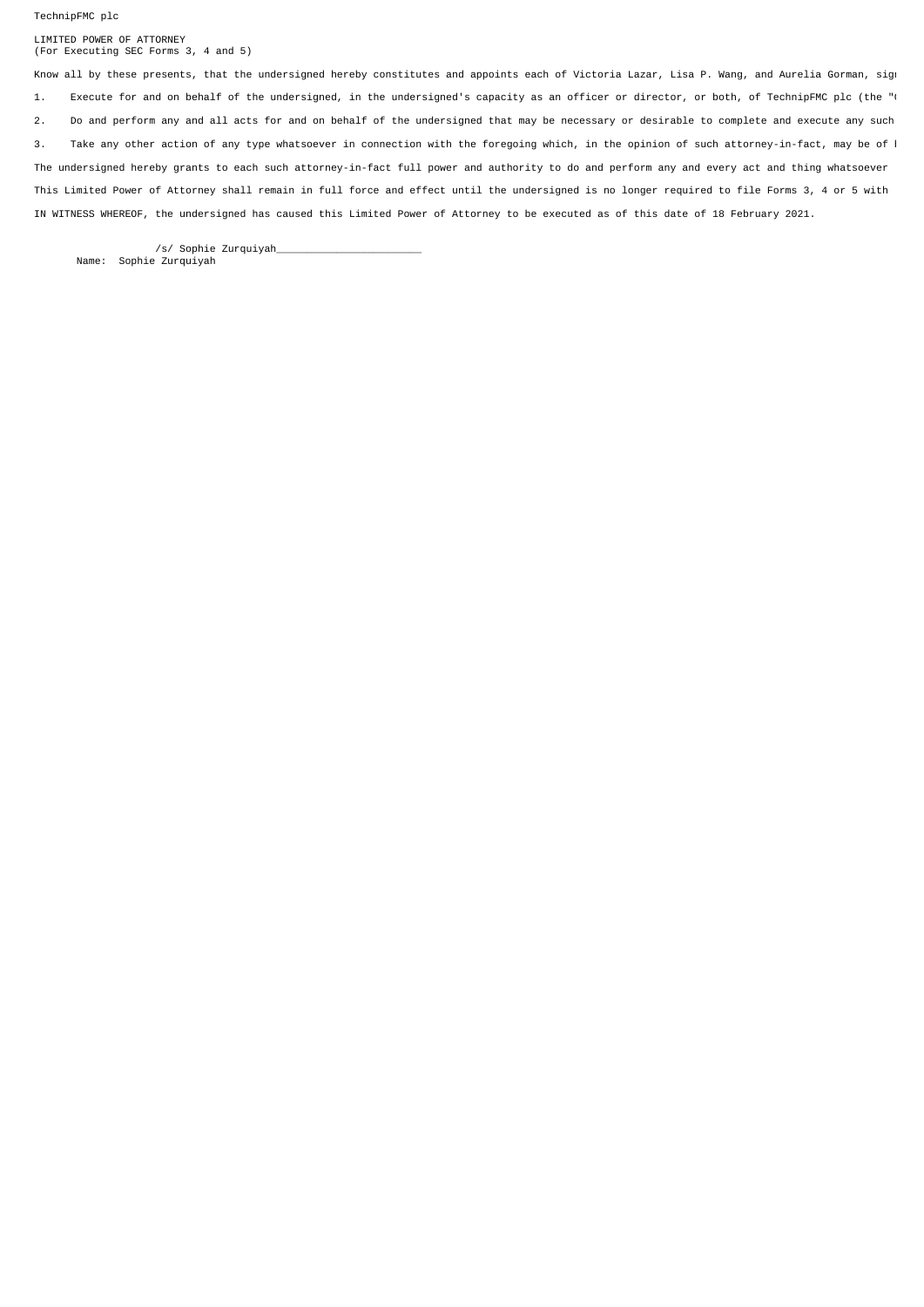TechnipFMC plc

LIMITED POWER OF ATTORNEY
(For Executing SEC Forms 3, 4 and 5)

Know all by these presents, that the undersigned hereby constitutes and appoints each of Victoria Lazar, Lisa P. Wang, and Aurelia Gorman, sig

1. Execute for and on behalf of the undersigned, in the undersigned's capacity as an officer or director, or both, of TechnipFMC plc (the "

2. Do and perform any and all acts for and on behalf of the undersigned that may be necessary or desirable to complete and execute any such

3. Take any other action of any type whatsoever in connection with the foregoing which, in the opinion of such attorney-in-fact, may be of

The undersigned hereby grants to each such attorney-in-fact full power and authority to do and perform any and every act and thing whatsoever

This Limited Power of Attorney shall remain in full force and effect until the undersigned is no longer required to file Forms 3, 4 or 5 with

IN WITNESS WHEREOF, the undersigned has caused this Limited Power of Attorney to be executed as of this date of 18 February 2021.

/s/ Sophie Zurquiyah________________________
Name: Sophie Zurquiyah